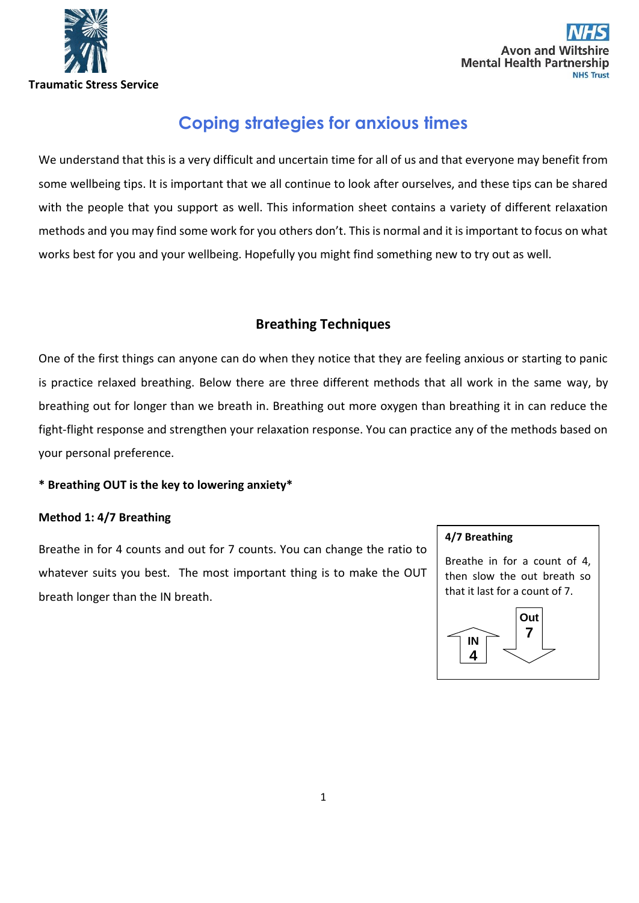Traumatic Stress Service

Avon and Wiltshire Mental Health Partnership NHS Trust

# Coping strategies for anxious times

We understand that this is a very difficult and uncertain time for all of us and that everyone may benefit from some wellbeing tips. It is important that we all continue to look after ourselves, and these tips can be shared with the people that you support as well. This information sheet contains a variety of different relaxation methods and you may find some work for you others don't. This is normal and it is important to focus on what works best for you and your wellbeing. Hopefully you might find something new to try out as well.

## Breathing Techniques

One of the first things can anyone can do when they notice that they are feeling anxious or starting to panic is practice relaxed breathing. Below there are three different methods that all work in the same way, by breathing out for longer than we breath in. Breathing out more oxygen than breathing it in can reduce the fight-flight response and strengthen your relaxation response. You can practice any of the methods based on your personal preference.

**\* Breathing OUT is the key to lowering anxiety\***

**Method 1: 4/7 Breathing**

Breathe in for 4 counts and out for 7 counts. You can change the ratio to whatever suits you best. The most important thing is to make the OUT breath longer than the IN breath.

**4/7 Breathing**

Breathe in for a count of 4, then slow the out breath so that it last for a count of 7.

IN 4 — Out 7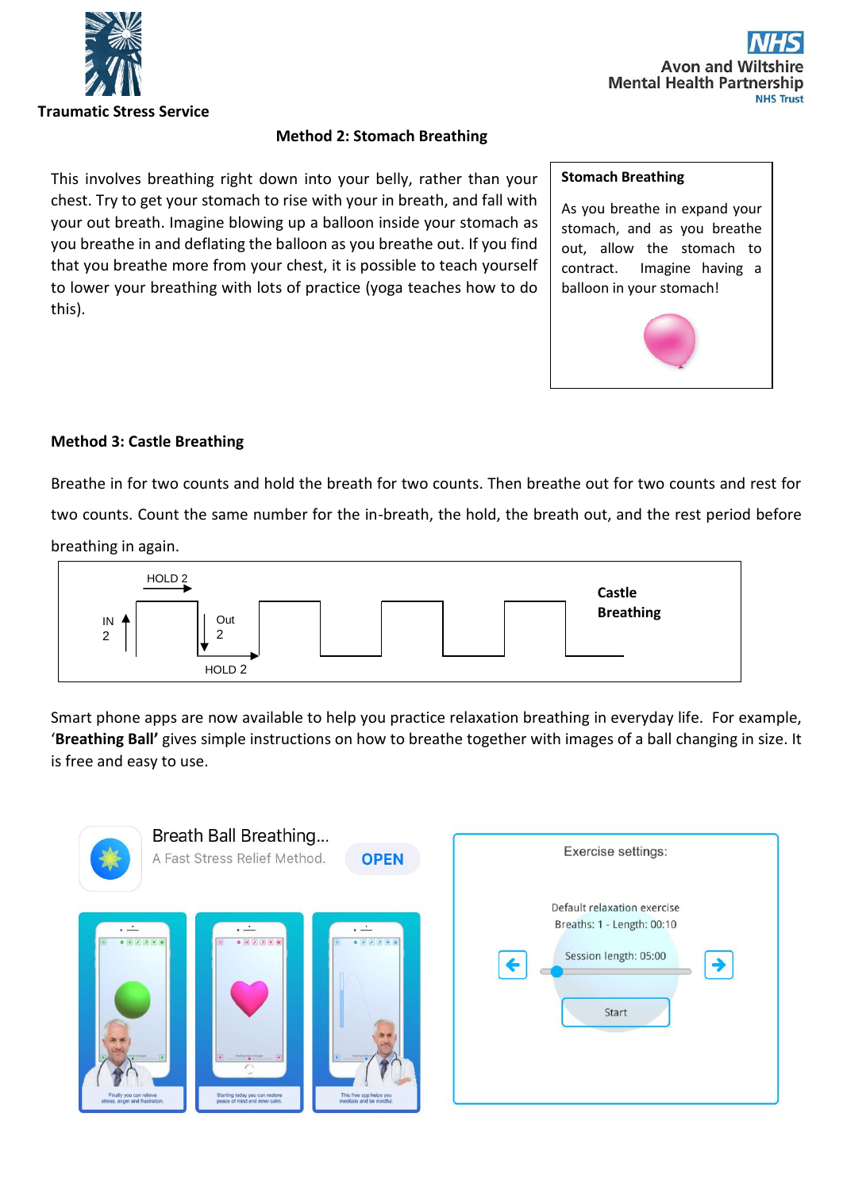### Method 2: Stomach Breathing

This involves breathing right down into your belly, rather than your chest. Try to get your stomach to rise with your in breath, and fall with your out breath. Imagine blowing up a balloon inside your stomach as you breathe in and deflating the balloon as you breathe out. If you find that you breathe more from your chest, it is possible to teach yourself to lower your breathing with lots of practice (yoga teaches how to do this).

**Stomach Breathing**

As you breathe in expand your stomach, and as you breathe out, allow the stomach to contract. Imagine having a balloon in your stomach!

### Method 3: Castle Breathing

Breathe in for two counts and hold the breath for two counts. Then breathe out for two counts and rest for two counts. Count the same number for the in-breath, the hold, the breath out, and the rest period before breathing in again.

HOLD 2

IN 2

Out 2

HOLD 2

**Castle Breathing**

Smart phone apps are now available to help you practice relaxation breathing in everyday life. For example, '**Breathing Ball'** gives simple instructions on how to breathe together with images of a ball changing in size. It is free and easy to use.

Breath Ball Breathing...

A Fast Stress Relief Method.

OPEN

Exercise settings:

Default relaxation exercise

Breaths: 1 - Length: 00:10

Session length: 05:00

Start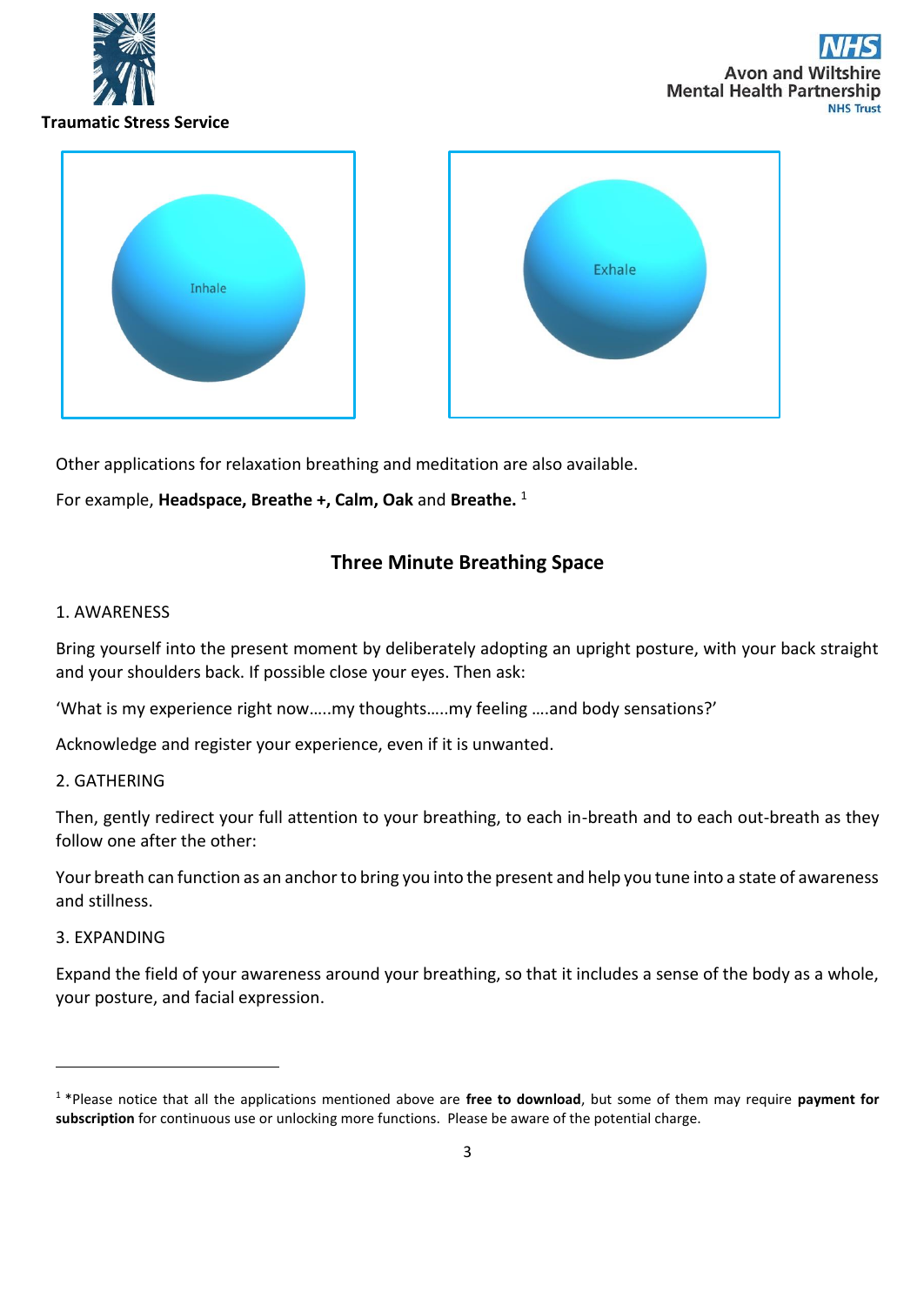Inhale

Exhale

Other applications for relaxation breathing and meditation are also available.

For example, **Headspace, Breathe +, Calm, Oak** and **Breathe.** [1]

## Three Minute Breathing Space

1. AWARENESS

Bring yourself into the present moment by deliberately adopting an upright posture, with your back straight and your shoulders back. If possible close your eyes. Then ask:

'What is my experience right now…..my thoughts…..my feeling ….and body sensations?'

Acknowledge and register your experience, even if it is unwanted.

2. GATHERING

Then, gently redirect your full attention to your breathing, to each in-breath and to each out-breath as they follow one after the other:

Your breath can function as an anchor to bring you into the present and help you tune into a state of awareness and stillness.

3. EXPANDING

Expand the field of your awareness around your breathing, so that it includes a sense of the body as a whole, your posture, and facial expression.

---

[1] *Please notice that all the applications mentioned above are **free to download**, but some of them may require **payment for subscription** for continuous use or unlocking more functions. Please be aware of the potential charge.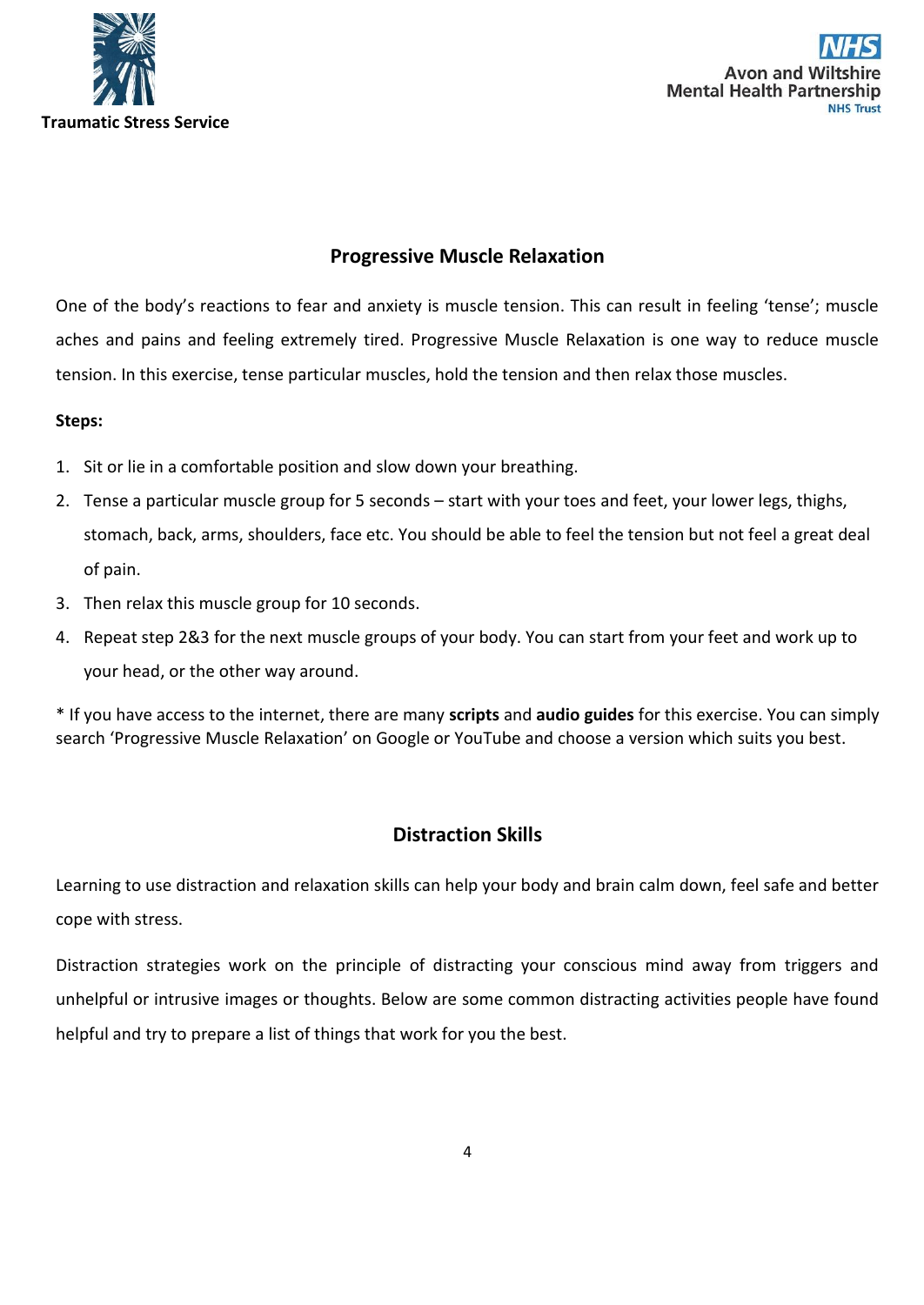## Progressive Muscle Relaxation

One of the body's reactions to fear and anxiety is muscle tension. This can result in feeling 'tense'; muscle aches and pains and feeling extremely tired. Progressive Muscle Relaxation is one way to reduce muscle tension. In this exercise, tense particular muscles, hold the tension and then relax those muscles.

**Steps:**

1. Sit or lie in a comfortable position and slow down your breathing.
2. Tense a particular muscle group for 5 seconds – start with your toes and feet, your lower legs, thighs, stomach, back, arms, shoulders, face etc. You should be able to feel the tension but not feel a great deal of pain.
3. Then relax this muscle group for 10 seconds.
4. Repeat step 2&3 for the next muscle groups of your body. You can start from your feet and work up to your head, or the other way around.

* If you have access to the internet, there are many **scripts** and **audio guides** for this exercise. You can simply search 'Progressive Muscle Relaxation' on Google or YouTube and choose a version which suits you best.

## Distraction Skills

Learning to use distraction and relaxation skills can help your body and brain calm down, feel safe and better cope with stress.

Distraction strategies work on the principle of distracting your conscious mind away from triggers and unhelpful or intrusive images or thoughts. Below are some common distracting activities people have found helpful and try to prepare a list of things that work for you the best.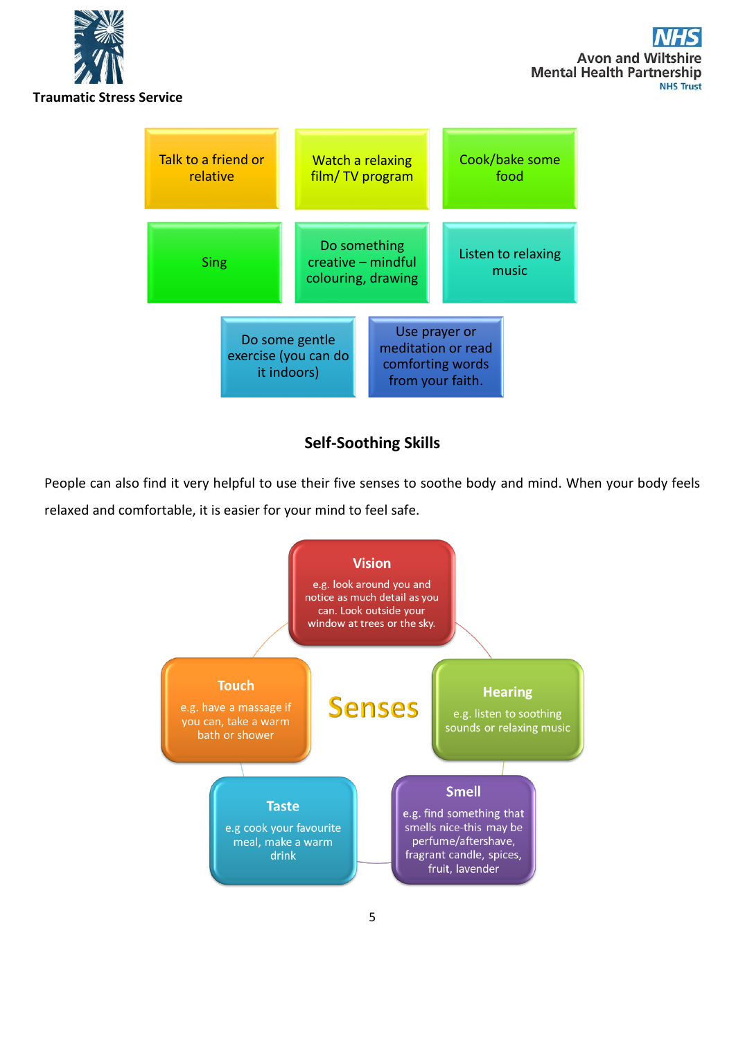- Talk to a friend or relative
- Watch a relaxing film/ TV program
- Cook/bake some food
- Sing
- Do something creative – mindful colouring, drawing
- Listen to relaxing music
- Do some gentle exercise (you can do it indoors)
- Use prayer or meditation or read comforting words from your faith.

## Self-Soothing Skills

People can also find it very helpful to use their five senses to soothe body and mind. When your body feels relaxed and comfortable, it is easier for your mind to feel safe.

**Senses**

- **Vision** – e.g. look around you and notice as much detail as you can. Look outside your window at trees or the sky.
- **Hearing** – e.g. listen to soothing sounds or relaxing music
- **Smell** – e.g. find something that smells nice-this may be perfume/aftershave, fragrant candle, spices, fruit, lavender
- **Taste** – e.g cook your favourite meal, make a warm drink
- **Touch** – e.g. have a massage if you can, take a warm bath or shower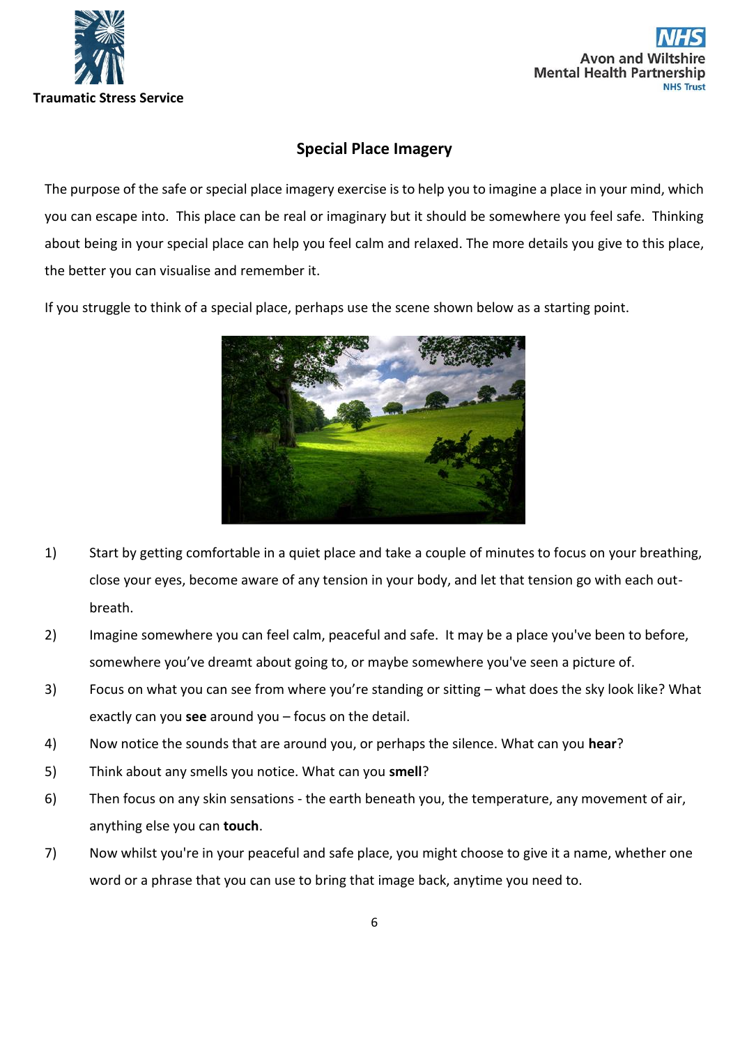Traumatic Stress Service

Avon and Wiltshire Mental Health Partnership NHS Trust

## Special Place Imagery

The purpose of the safe or special place imagery exercise is to help you to imagine a place in your mind, which you can escape into. This place can be real or imaginary but it should be somewhere you feel safe. Thinking about being in your special place can help you feel calm and relaxed. The more details you give to this place, the better you can visualise and remember it.

If you struggle to think of a special place, perhaps use the scene shown below as a starting point.

1) Start by getting comfortable in a quiet place and take a couple of minutes to focus on your breathing, close your eyes, become aware of any tension in your body, and let that tension go with each out-breath.
2) Imagine somewhere you can feel calm, peaceful and safe. It may be a place you've been to before, somewhere you've dreamt about going to, or maybe somewhere you've seen a picture of.
3) Focus on what you can see from where you're standing or sitting – what does the sky look like? What exactly can you **see** around you – focus on the detail.
4) Now notice the sounds that are around you, or perhaps the silence. What can you **hear**?
5) Think about any smells you notice. What can you **smell**?
6) Then focus on any skin sensations - the earth beneath you, the temperature, any movement of air, anything else you can **touch**.
7) Now whilst you're in your peaceful and safe place, you might choose to give it a name, whether one word or a phrase that you can use to bring that image back, anytime you need to.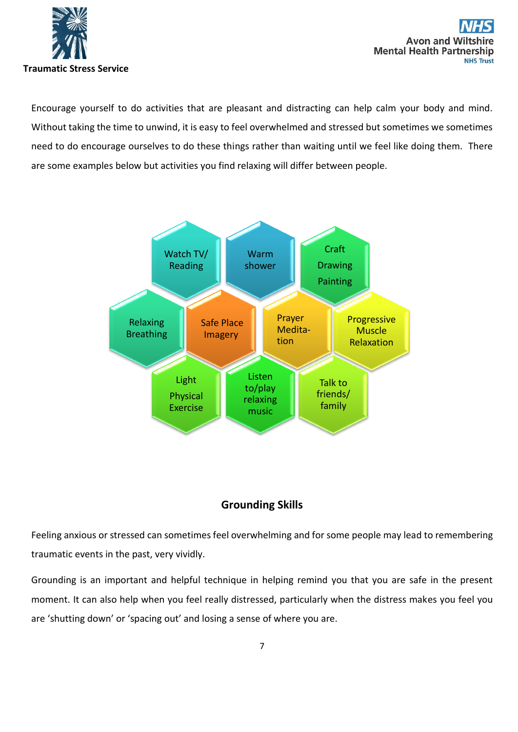Encourage yourself to do activities that are pleasant and distracting can help calm your body and mind. Without taking the time to unwind, it is easy to feel overwhelmed and stressed but sometimes we sometimes need to do encourage ourselves to do these things rather than waiting until we feel like doing them. There are some examples below but activities you find relaxing will differ between people.

- Watch TV/ Reading
- Warm shower
- Craft Drawing Painting
- Relaxing Breathing
- Safe Place Imagery
- Prayer Meditation
- Progressive Muscle Relaxation
- Light Physical Exercise
- Listen to/play relaxing music
- Talk to friends/ family

## Grounding Skills

Feeling anxious or stressed can sometimes feel overwhelming and for some people may lead to remembering traumatic events in the past, very vividly.

Grounding is an important and helpful technique in helping remind you that you are safe in the present moment. It can also help when you feel really distressed, particularly when the distress makes you feel you are 'shutting down' or 'spacing out' and losing a sense of where you are.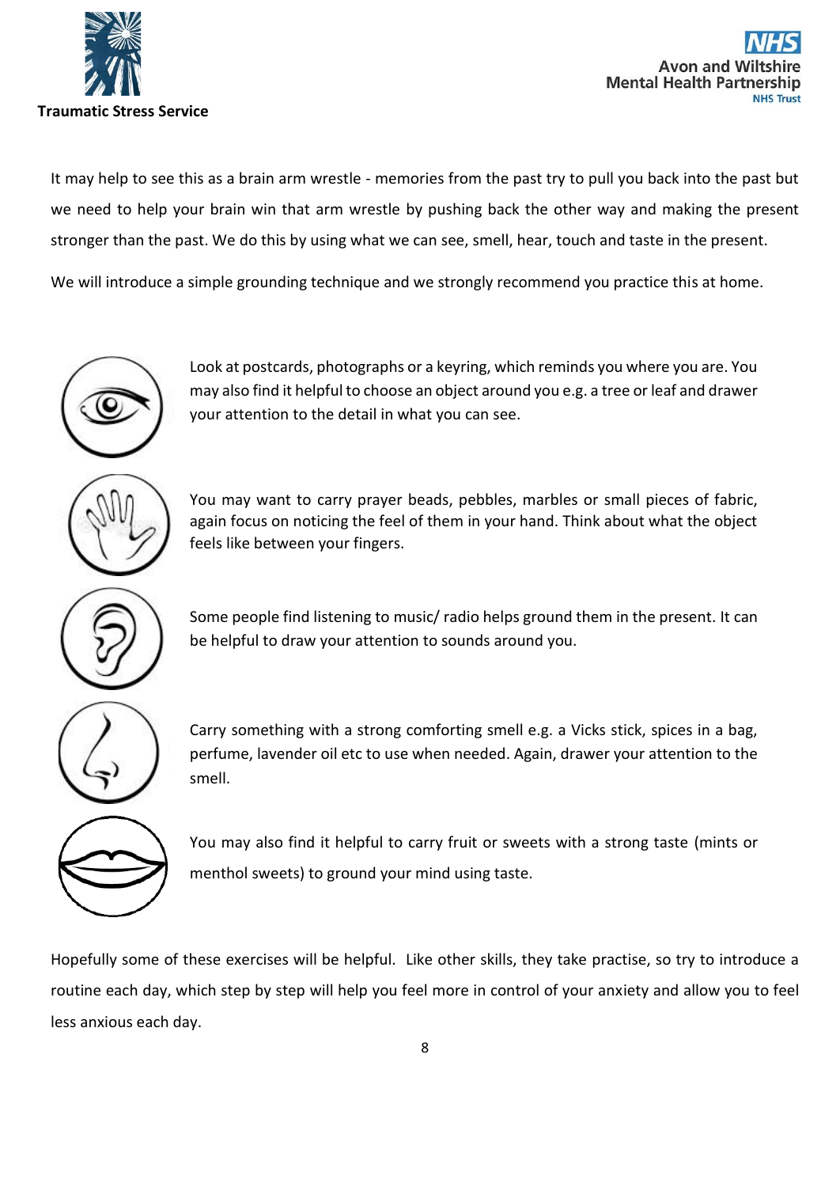It may help to see this as a brain arm wrestle - memories from the past try to pull you back into the past but we need to help your brain win that arm wrestle by pushing back the other way and making the present stronger than the past. We do this by using what we can see, smell, hear, touch and taste in the present.

We will introduce a simple grounding technique and we strongly recommend you practice this at home.

Look at postcards, photographs or a keyring, which reminds you where you are. You may also find it helpful to choose an object around you e.g. a tree or leaf and drawer your attention to the detail in what you can see.

You may want to carry prayer beads, pebbles, marbles or small pieces of fabric, again focus on noticing the feel of them in your hand. Think about what the object feels like between your fingers.

Some people find listening to music/ radio helps ground them in the present. It can be helpful to draw your attention to sounds around you.

Carry something with a strong comforting smell e.g. a Vicks stick, spices in a bag, perfume, lavender oil etc to use when needed. Again, drawer your attention to the smell.

You may also find it helpful to carry fruit or sweets with a strong taste (mints or menthol sweets) to ground your mind using taste.

Hopefully some of these exercises will be helpful. Like other skills, they take practise, so try to introduce a routine each day, which step by step will help you feel more in control of your anxiety and allow you to feel less anxious each day.